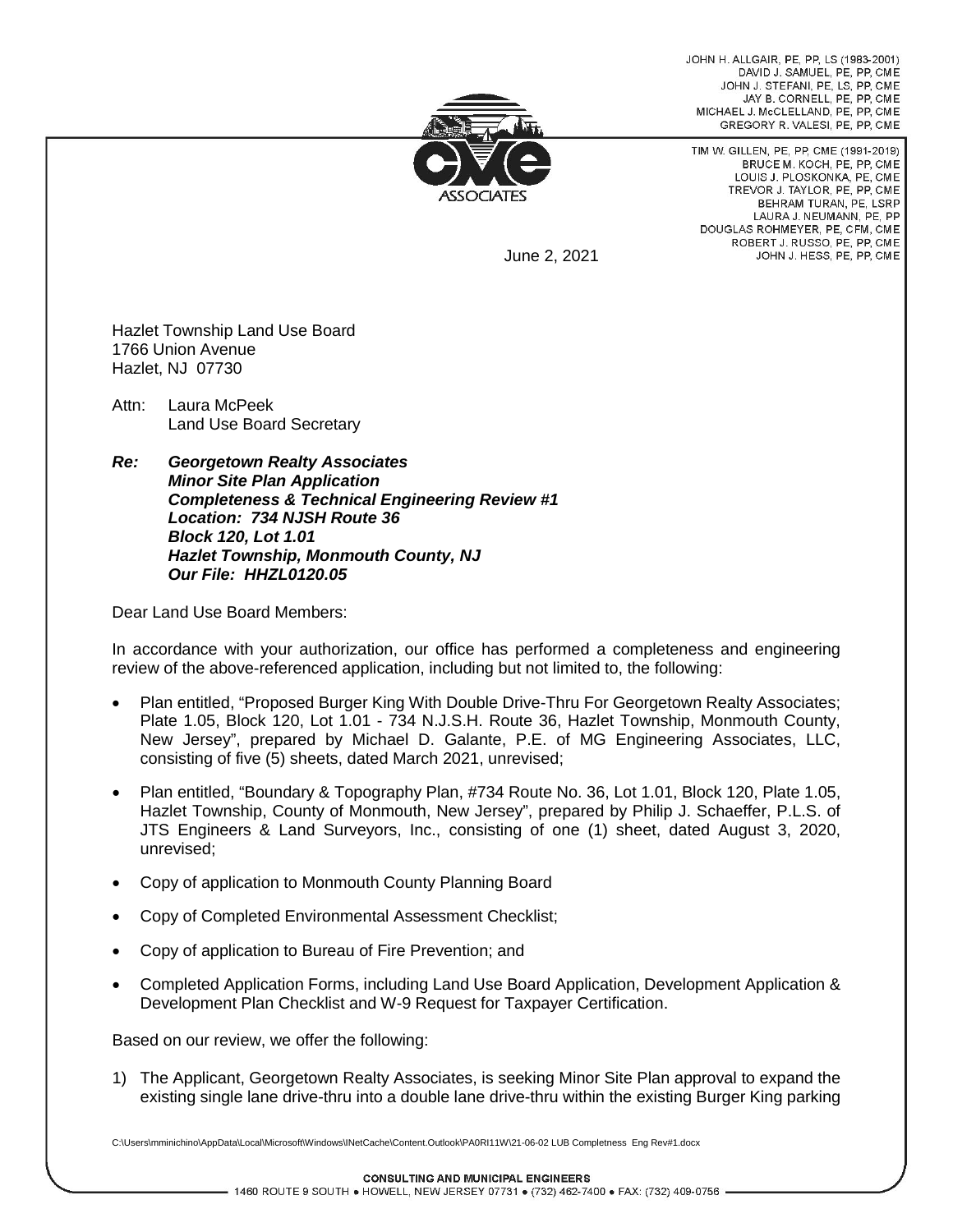JOHN H. ALLGAIR, PE, PP, LS (1983-2001)
DAVID J. SAMUEL, PE, PP, CME
JOHN J. STEFANI, PE, LS, PP, CME
JAY B. CORNELL, PE, PP, CME
MICHAEL J. McCLELLAND, PE, PP, CME
GREGORY R. VALESI, PE, PP, CME

TIM W. GILLEN, PE, PP, CME (1991-2019)
BRUCE M. KOCH, PE, PP, CME
LOUIS J. PLOSKONKA, PE, CME
TREVOR J. TAYLOR, PE, PP, CME
BEHRAM TURAN, PE, LSRP
LAURA J. NEUMANN, PE, PP
DOUGLAS ROHMEYER, PE, CFM, CME
ROBERT J. RUSSO, PE, PP, CME
JOHN J. HESS, PE, PP, CME

CME ASSOCIATES

June 2, 2021

Hazlet Township Land Use Board
1766 Union Avenue
Hazlet, NJ 07730

Attn: Laura McPeek
Land Use Board Secretary

***Re: Georgetown Realty Associates***
***Minor Site Plan Application***
***Completeness & Technical Engineering Review #1***
***Location: 734 NJSH Route 36***
***Block 120, Lot 1.01***
***Hazlet Township, Monmouth County, NJ***
***Our File: HHZL0120.05***

Dear Land Use Board Members:

In accordance with your authorization, our office has performed a completeness and engineering review of the above-referenced application, including but not limited to, the following:

- Plan entitled, "Proposed Burger King With Double Drive-Thru For Georgetown Realty Associates; Plate 1.05, Block 120, Lot 1.01 - 734 N.J.S.H. Route 36, Hazlet Township, Monmouth County, New Jersey", prepared by Michael D. Galante, P.E. of MG Engineering Associates, LLC, consisting of five (5) sheets, dated March 2021, unrevised;
- Plan entitled, "Boundary & Topography Plan, #734 Route No. 36, Lot 1.01, Block 120, Plate 1.05, Hazlet Township, County of Monmouth, New Jersey", prepared by Philip J. Schaeffer, P.L.S. of JTS Engineers & Land Surveyors, Inc., consisting of one (1) sheet, dated August 3, 2020, unrevised;
- Copy of application to Monmouth County Planning Board
- Copy of Completed Environmental Assessment Checklist;
- Copy of application to Bureau of Fire Prevention; and
- Completed Application Forms, including Land Use Board Application, Development Application & Development Plan Checklist and W-9 Request for Taxpayer Certification.

Based on our review, we offer the following:

1) The Applicant, Georgetown Realty Associates, is seeking Minor Site Plan approval to expand the existing single lane drive-thru into a double lane drive-thru within the existing Burger King parking

C:\Users\mminichino\AppData\Local\Microsoft\Windows\INetCache\Content.Outlook\PA0RI11W\21-06-02 LUB Completness Eng Rev#1.docx

CONSULTING AND MUNICIPAL ENGINEERS
1460 ROUTE 9 SOUTH • HOWELL, NEW JERSEY 07731 • (732) 462-7400 • FAX: (732) 409-0756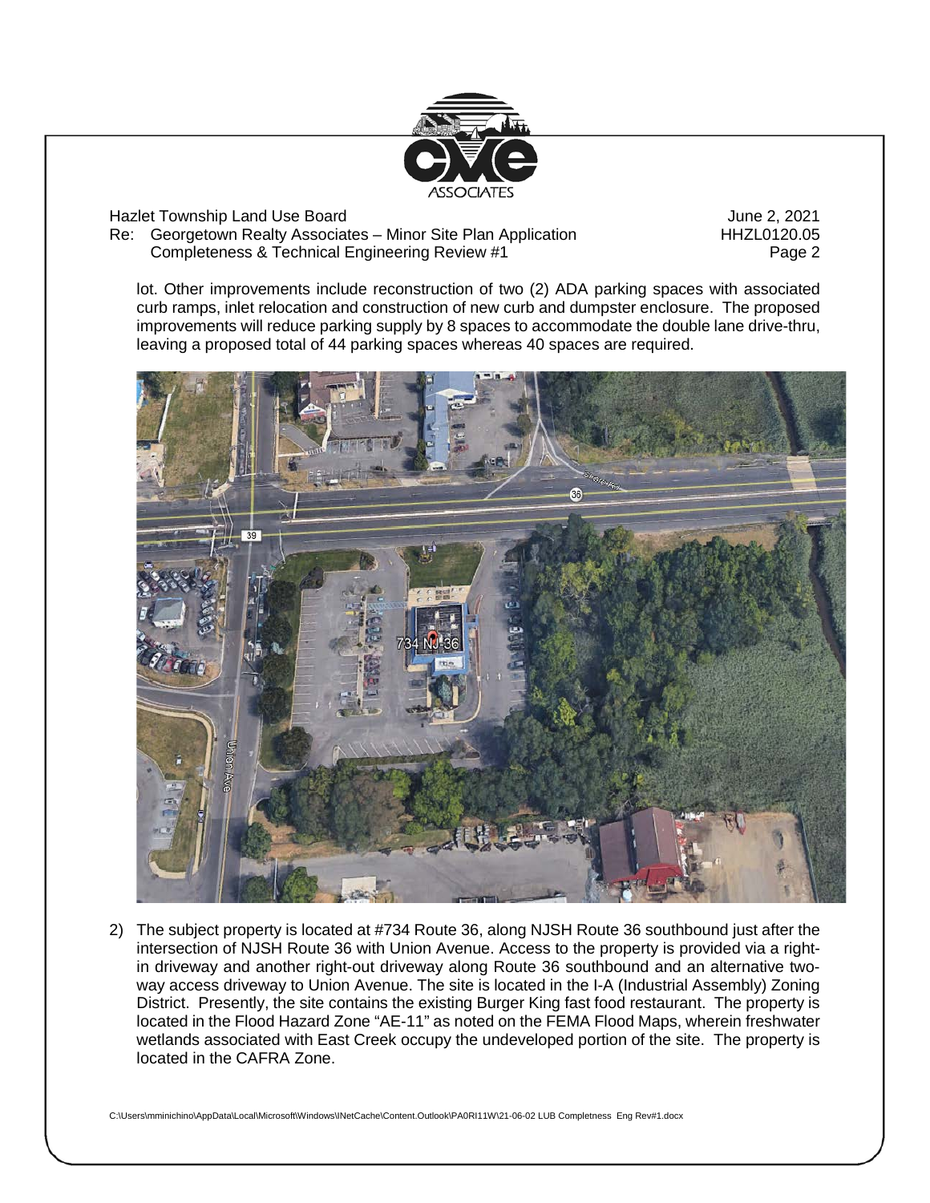lot. Other improvements include reconstruction of two (2) ADA parking spaces with associated curb ramps, inlet relocation and construction of new curb and dumpster enclosure. The proposed improvements will reduce parking supply by 8 spaces to accommodate the double lane drive-thru, leaving a proposed total of 44 parking spaces whereas 40 spaces are required.

2) The subject property is located at #734 Route 36, along NJSH Route 36 southbound just after the intersection of NJSH Route 36 with Union Avenue. Access to the property is provided via a right-in driveway and another right-out driveway along Route 36 southbound and an alternative two-way access driveway to Union Avenue. The site is located in the I-A (Industrial Assembly) Zoning District. Presently, the site contains the existing Burger King fast food restaurant. The property is located in the Flood Hazard Zone "AE-11" as noted on the FEMA Flood Maps, wherein freshwater wetlands associated with East Creek occupy the undeveloped portion of the site. The property is located in the CAFRA Zone.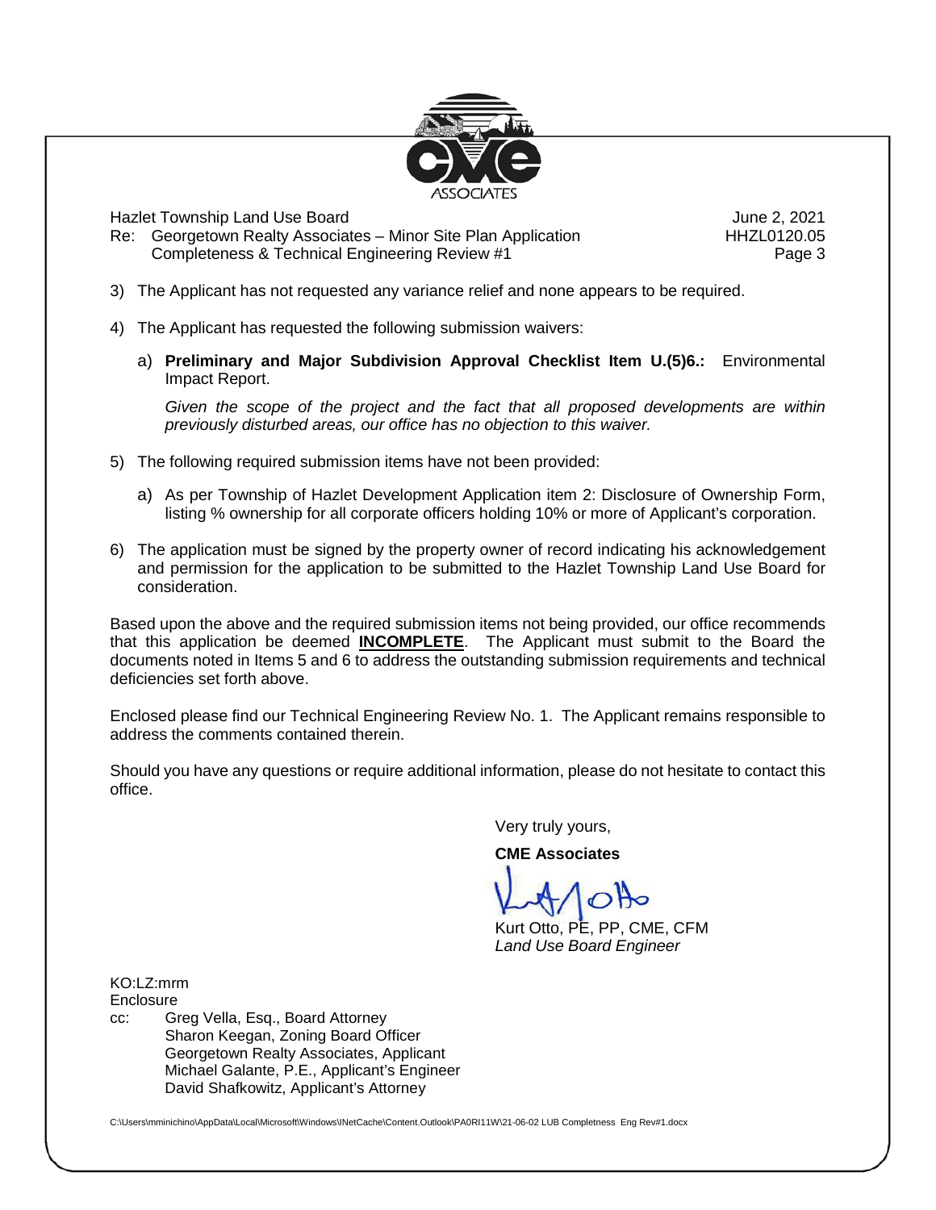Hazlet Township Land Use Board
Re: Georgetown Realty Associates – Minor Site Plan Application
Completeness & Technical Engineering Review #1

June 2, 2021
HHZL0120.05

3) The Applicant has not requested any variance relief and none appears to be required.

4) The Applicant has requested the following submission waivers:

   a) **Preliminary and Major Subdivision Approval Checklist Item U.(5)6.:** Environmental Impact Report.

      *Given the scope of the project and the fact that all proposed developments are within previously disturbed areas, our office has no objection to this waiver.*

5) The following required submission items have not been provided:

   a) As per Township of Hazlet Development Application item 2: Disclosure of Ownership Form, listing % ownership for all corporate officers holding 10% or more of Applicant's corporation.

6) The application must be signed by the property owner of record indicating his acknowledgement and permission for the application to be submitted to the Hazlet Township Land Use Board for consideration.

Based upon the above and the required submission items not being provided, our office recommends that this application be deemed **INCOMPLETE**. The Applicant must submit to the Board the documents noted in Items 5 and 6 to address the outstanding submission requirements and technical deficiencies set forth above.

Enclosed please find our Technical Engineering Review No. 1. The Applicant remains responsible to address the comments contained therein.

Should you have any questions or require additional information, please do not hesitate to contact this office.

Very truly yours,

**CME Associates**

Kurt Otto, PE, PP, CME, CFM
*Land Use Board Engineer*

KO:LZ:mrm
Enclosure
cc: Greg Vella, Esq., Board Attorney
    Sharon Keegan, Zoning Board Officer
    Georgetown Realty Associates, Applicant
    Michael Galante, P.E., Applicant's Engineer
    David Shafkowitz, Applicant's Attorney

C:\Users\mminichino\AppData\Local\Microsoft\Windows\INetCache\Content.Outlook\PA0RI11W\21-06-02 LUB Completness Eng Rev#1.docx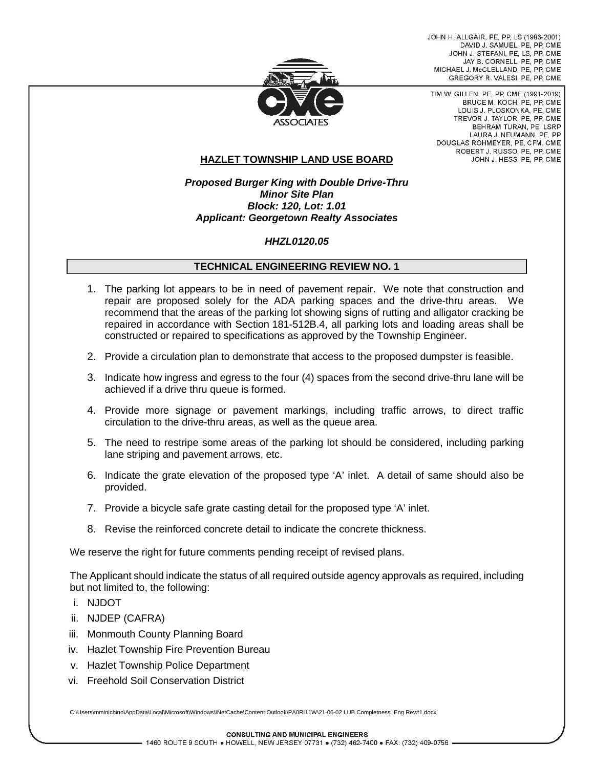JOHN H. ALLGAIR, PE, PP, LS (1983-2001)
DAVID J. SAMUEL, PE, PP, CME
JOHN J. STEFANI, PE, LS, PP, CME
JAY B. CORNELL, PE, PP, CME
MICHAEL J. McCLELLAND, PE, PP, CME
GREGORY R. VALESI, PE, PP, CME

TIM W. GILLEN, PE, PP, CME (1991-2019)
BRUCE M. KOCH, PE, PP, CME
LOUIS J. PLOSKONKA, PE, CME
TREVOR J. TAYLOR, PE, PP, CME
BEHRAM TURAN, PE, LSRP
LAURA J. NEUMANN, PE, PP
DOUGLAS ROHMEYER, PE, CFM, CME
ROBERT J. RUSSO, PE, PP, CME
JOHN J. HESS, PE, PP, CME

**HAZLET TOWNSHIP LAND USE BOARD**

***Proposed Burger King with Double Drive-Thru***
***Minor Site Plan***
***Block: 120, Lot: 1.01***
***Applicant: Georgetown Realty Associates***

***HHZL0120.05***

## TECHNICAL ENGINEERING REVIEW NO. 1

1. The parking lot appears to be in need of pavement repair. We note that construction and repair are proposed solely for the ADA parking spaces and the drive-thru areas. We recommend that the areas of the parking lot showing signs of rutting and alligator cracking be repaired in accordance with Section 181-512B.4, all parking lots and loading areas shall be constructed or repaired to specifications as approved by the Township Engineer.
2. Provide a circulation plan to demonstrate that access to the proposed dumpster is feasible.
3. Indicate how ingress and egress to the four (4) spaces from the second drive-thru lane will be achieved if a drive thru queue is formed.
4. Provide more signage or pavement markings, including traffic arrows, to direct traffic circulation to the drive-thru areas, as well as the queue area.
5. The need to restripe some areas of the parking lot should be considered, including parking lane striping and pavement arrows, etc.
6. Indicate the grate elevation of the proposed type 'A' inlet. A detail of same should also be provided.
7. Provide a bicycle safe grate casting detail for the proposed type 'A' inlet.
8. Revise the reinforced concrete detail to indicate the concrete thickness.

We reserve the right for future comments pending receipt of revised plans.

The Applicant should indicate the status of all required outside agency approvals as required, including but not limited to, the following:

i. NJDOT
ii. NJDEP (CAFRA)
iii. Monmouth County Planning Board
iv. Hazlet Township Fire Prevention Bureau
v. Hazlet Township Police Department
vi. Freehold Soil Conservation District

C:\Users\mminichino\AppData\Local\Microsoft\Windows\INetCache\Content.Outlook\PA0RI11W\21-06-02 LUB Completness Eng Rev#1.docx

CONSULTING AND MUNICIPAL ENGINEERS
1460 ROUTE 9 SOUTH • HOWELL, NEW JERSEY 07731 • (732) 462-7400 • FAX: (732) 409-0756